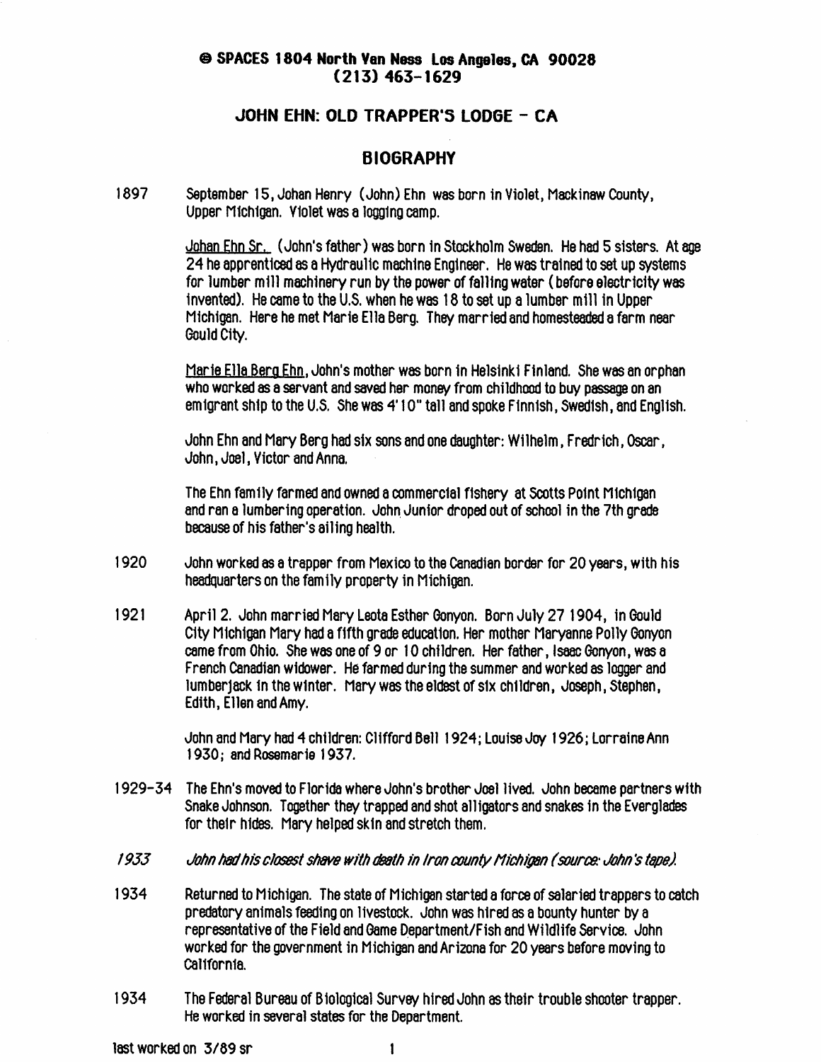**© SPACES 1804 North Van Ness Los Angeles, CA 90028**
**(213) 463-1629**

## JOHN EHN: OLD TRAPPER'S LODGE - CA

## BIOGRAPHY

1897 September 15, Johan Henry (John) Ehn was born in Violet, Mackinaw County, Upper Michigan. Violet was a logging camp.

Johan Ehn Sr. (John's father) was born in Stockholm Sweden. He had 5 sisters. At age 24 he apprenticed as a Hydraulic machine Engineer. He was trained to set up systems for lumber mill machinery run by the power of falling water (before electricity was invented). He came to the U.S. when he was 18 to set up a lumber mill in Upper Michigan. Here he met Marie Ella Berg. They married and homesteaded a farm near Gould City.

Marie Ella Berg Ehn, John's mother was born in Helsinki Finland. She was an orphan who worked as a servant and saved her money from childhood to buy passage on an emigrant ship to the U.S. She was 4'10" tall and spoke Finnish, Swedish, and English.

John Ehn and Mary Berg had six sons and one daughter: Wilhelm, Fredrich, Oscar, John, Joel, Victor and Anna.

The Ehn family farmed and owned a commercial fishery at Scotts Point Michigan and ran a lumbering operation. John Junior droped out of school in the 7th grade because of his father's ailing health.

1920 John worked as a trapper from Mexico to the Canadian border for 20 years, with his headquarters on the family property in Michigan.

1921 April 2. John married Mary Leota Esther Gonyon. Born July 27 1904, in Gould City Michigan Mary had a fifth grade education. Her mother Maryanne Polly Gonyon came from Ohio. She was one of 9 or 10 children. Her father, Isaac Gonyon, was a French Canadian widower. He farmed during the summer and worked as logger and lumberjack in the winter. Mary was the eldest of six children, Joseph, Stephen, Edith, Ellen and Amy.

John and Mary had 4 children: Clifford Bell 1924; Louise Joy 1926; Lorraine Ann 1930; and Rosemarie 1937.

1929-34 The Ehn's moved to Florida where John's brother Joel lived. John became partners with Snake Johnson. Together they trapped and shot alligators and snakes in the Everglades for their hides. Mary helped skin and stretch them.

*1933 John had his closest shave with death in Iron county Michigan (source: John's tape).*

1934 Returned to Michigan. The state of Michigan started a force of salaried trappers to catch predatory animals feeding on livestock. John was hired as a bounty hunter by a representative of the Field and Game Department/Fish and Wildlife Service. John worked for the government in Michigan and Arizona for 20 years before moving to California.

1934 The Federal Bureau of Biological Survey hired John as their trouble shooter trapper. He worked in several states for the Department.

last worked on 3/89 sr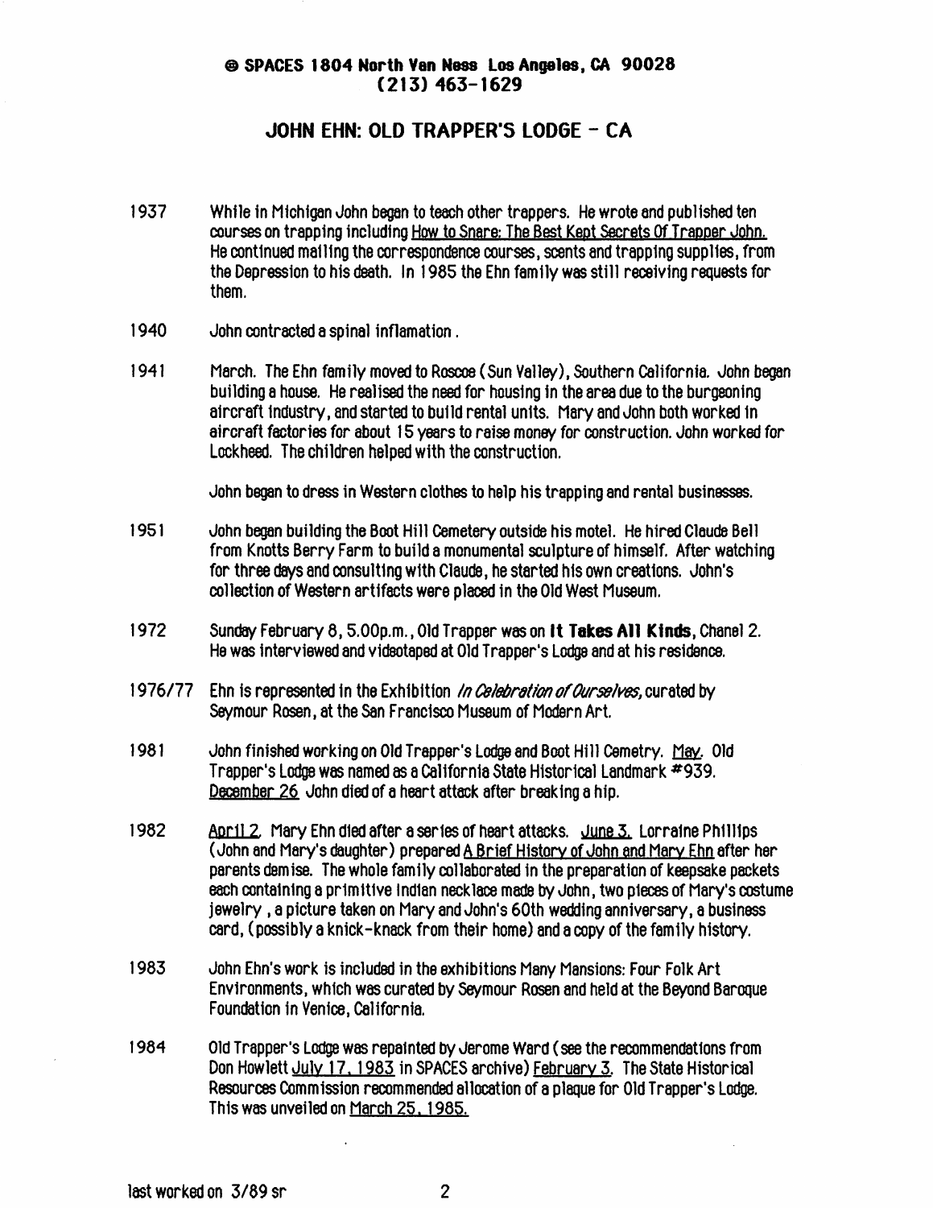© SPACES 1804 North Van Ness Los Angeles, CA 90028
(213) 463-1629

## JOHN EHN: OLD TRAPPER'S LODGE - CA

1937 While in Michigan John began to teach other trappers. He wrote and published ten courses on trapping including <u>How to Snare: The Best Kept Secrets Of Trapper John.</u> He continued mailing the correspondence courses, scents and trapping supplies, from the Depression to his death. In 1985 the Ehn family was still receiving requests for them.

1940 John contracted a spinal inflamation.

1941 March. The Ehn family moved to Roscoe (Sun Valley), Southern California. John began building a house. He realised the need for housing in the area due to the burgeoning aircraft industry, and started to build rental units. Mary and John both worked in aircraft factories for about 15 years to raise money for construction. John worked for Lockheed. The children helped with the construction.

John began to dress in Western clothes to help his trapping and rental businesses.

1951 John began building the Boot Hill Cemetery outside his motel. He hired Claude Bell from Knotts Berry Farm to build a monumental sculpture of himself. After watching for three days and consulting with Claude, he started his own creations. John's collection of Western artifacts were placed in the Old West Museum.

1972 Sunday February 8, 5.00p.m., Old Trapper was on **It Takes All Kinds**, Chanel 2. He was interviewed and videotaped at Old Trapper's Lodge and at his residence.

1976/77 Ehn is represented in the Exhibition *In Celebration of Ourselves*, curated by Seymour Rosen, at the San Francisco Museum of Modern Art.

1981 John finished working on Old Trapper's Lodge and Boot Hill Cemetry. <u>May</u>. Old Trapper's Lodge was named as a California State Historical Landmark #939. <u>December 26</u> John died of a heart attack after breaking a hip.

1982 <u>April 2</u>. Mary Ehn died after a series of heart attacks. <u>June 3.</u> Lorraine Phillips (John and Mary's daughter) prepared <u>A Brief History of John and Mary Ehn</u> after her parents demise. The whole family collaborated in the preparation of keepsake packets each containing a primitive Indian necklace made by John, two pieces of Mary's costume jewelry, a picture taken on Mary and John's 60th wedding anniversary, a business card, (possibly a knick-knack from their home) and a copy of the family history.

1983 John Ehn's work is included in the exhibitions Many Mansions: Four Folk Art Environments, which was curated by Seymour Rosen and held at the Beyond Baroque Foundation in Venice, California.

1984 Old Trapper's Lodge was repainted by Jerome Ward (see the recommendations from Don Howlett <u>July 17, 1983</u> in SPACES archive) <u>February 3</u>. The State Historical Resources Commission recommended allocation of a plaque for Old Trapper's Lodge. This was unveiled on <u>March 25, 1985.</u>

last worked on 3/89 sr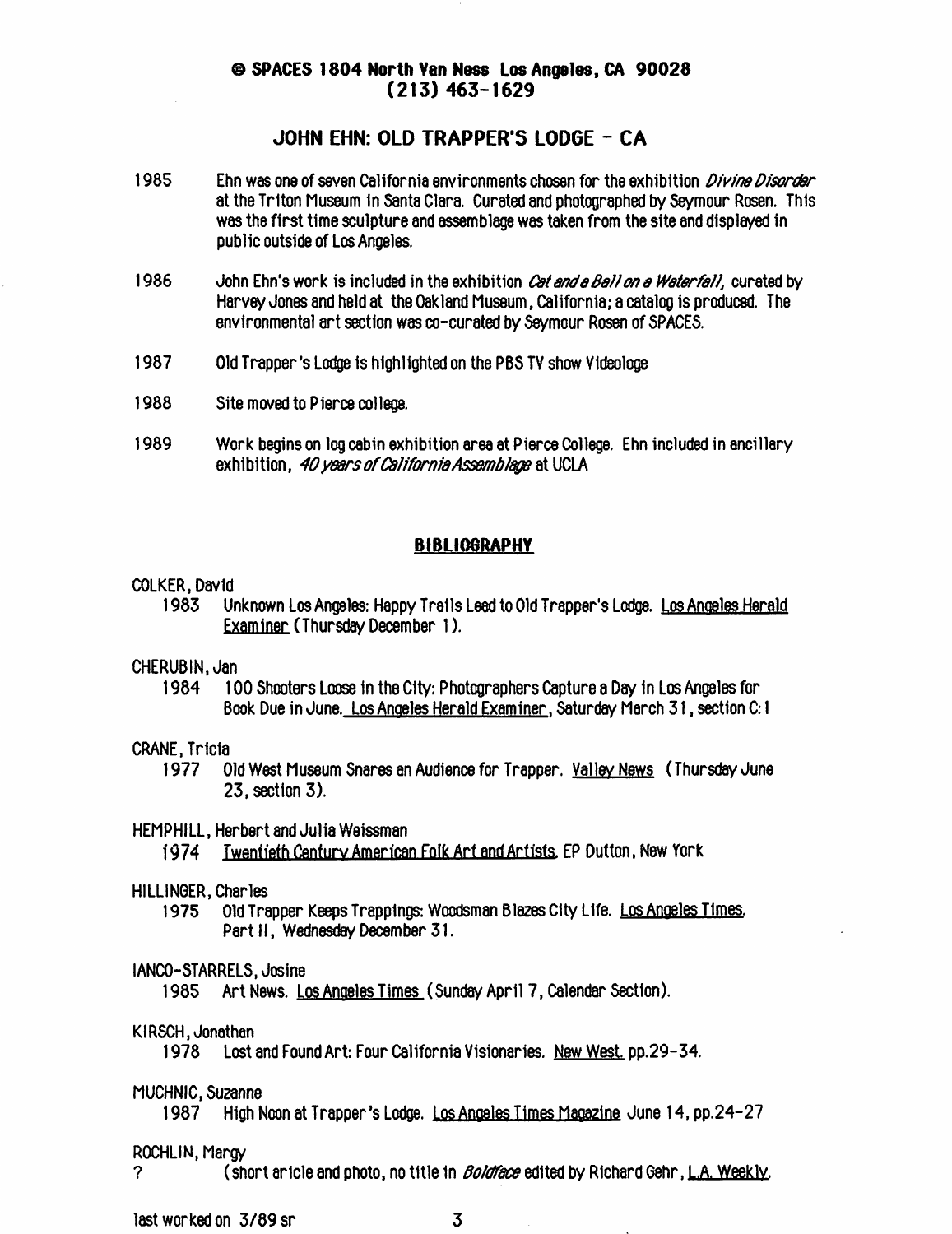**© SPACES 1804 North Van Ness Los Angeles, CA 90028**
**(213) 463-1629**

## JOHN EHN: OLD TRAPPER'S LODGE - CA

1985 Ehn was one of seven California environments chosen for the exhibition *Divine Disorder* at the Triton Museum in Santa Clara. Curated and photographed by Seymour Rosen. This was the first time sculpture and assemblage was taken from the site and displayed in public outside of Los Angeles.

1986 John Ehn's work is included in the exhibition *Cat and a Ball on a Waterfall,* curated by Harvey Jones and held at the Oakland Museum, California; a catalog is produced. The environmental art section was co-curated by Seymour Rosen of SPACES.

1987 Old Trapper's Lodge is highlighted on the PBS TV show Videologe

1988 Site moved to Pierce college.

1989 Work begins on log cabin exhibition area at Pierce College. Ehn included in ancillary exhibition, *40 years of California Assemblage* at UCLA

## BIBLIOGRAPHY

COLKER, David
1983 Unknown Los Angeles: Happy Trails Lead to Old Trapper's Lodge. Los Angeles Herald Examiner (Thursday December 1).

CHERUBIN, Jan
1984 100 Shooters Loose in the City: Photographers Capture a Day in Los Angeles for Book Due in June. Los Angeles Herald Examiner, Saturday March 31, section C:1

CRANE, Tricia
1977 Old West Museum Snares an Audience for Trapper. Valley News (Thursday June 23, section 3).

HEMPHILL, Herbert and Julia Weissman
1974 Twentieth Century American Folk Art and Artists. EP Dutton, New York

HILLINGER, Charles
1975 Old Trapper Keeps Trappings: Woodsman Blazes City Life. Los Angeles Times. Part II, Wednesday December 31.

IANCO-STARRELS, Josine
1985 Art News. Los Angeles Times (Sunday April 7, Calendar Section).

KIRSCH, Jonathan
1978 Lost and Found Art: Four California Visionaries. New West. pp.29-34.

MUCHNIC, Suzanne
1987 High Noon at Trapper's Lodge. Los Angeles Times Magazine June 14, pp.24-27

ROCHLIN, Margy
? (short aricle and photo, no title in *Boldface* edited by Richard Gehr, L.A. Weekly.

last worked on 3/89 sr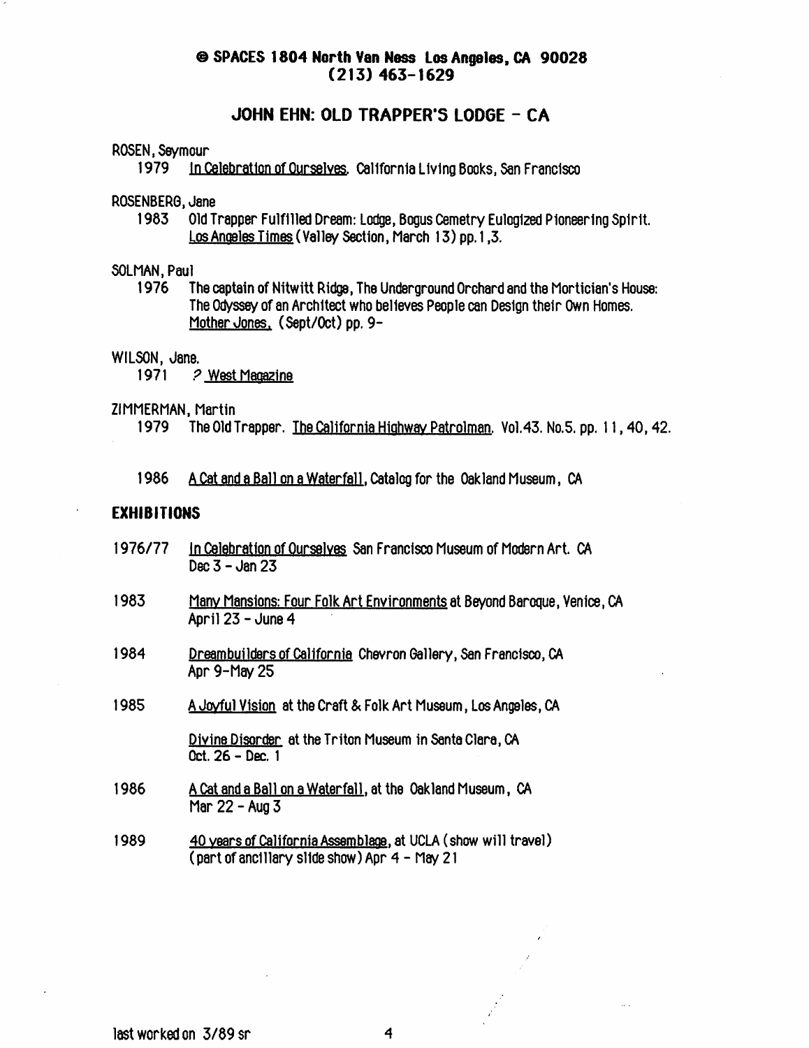**© SPACES 1804 North Van Ness Los Angeles, CA 90028**
**(213) 463-1629**

## JOHN EHN: OLD TRAPPER'S LODGE - CA

ROSEN, Seymour
1979 In Celebration of Ourselves. California Living Books, San Francisco

ROSENBERG, Jane
1983 Old Trapper Fulfilled Dream: Lodge, Bogus Cemetry Eulogized Pioneering Spirit. Los Angeles Times (Valley Section, March 13) pp.1,3.

SOLMAN, Paul
1976 The captain of Nitwitt Ridge, The Underground Orchard and the Mortician's House: The Odyssey of an Architect who believes People can Design their Own Homes. Mother Jones. (Sept/Oct) pp. 9-

WILSON, Jane.
1971 ? West Magazine

ZIMMERMAN, Martin
1979 The Old Trapper. The California Highway Patrolman. Vol.43. No.5. pp. 11, 40, 42.

1986 A Cat and a Ball on a Waterfall, Catalog for the Oakland Museum, CA

### EXHIBITIONS

1976/77 In Celebration of Ourselves San Francisco Museum of Modern Art. CA
Dec 3 - Jan 23

1983 Many Mansions: Four Folk Art Environments at Beyond Baroque, Venice, CA
April 23 - June 4

1984 Dreambuilders of California Chevron Gallery, San Francisco, CA
Apr 9-May 25

1985 A Joyful Vision at the Craft & Folk Art Museum, Los Angeles, CA

Divine Disorder at the Triton Museum in Santa Clara, CA
Oct. 26 - Dec. 1

1986 A Cat and a Ball on a Waterfall, at the Oakland Museum, CA
Mar 22 - Aug 3

1989 40 years of California Assemblage, at UCLA (show will travel)
(part of ancillary slide show) Apr 4 - May 21

last worked on 3/89 sr